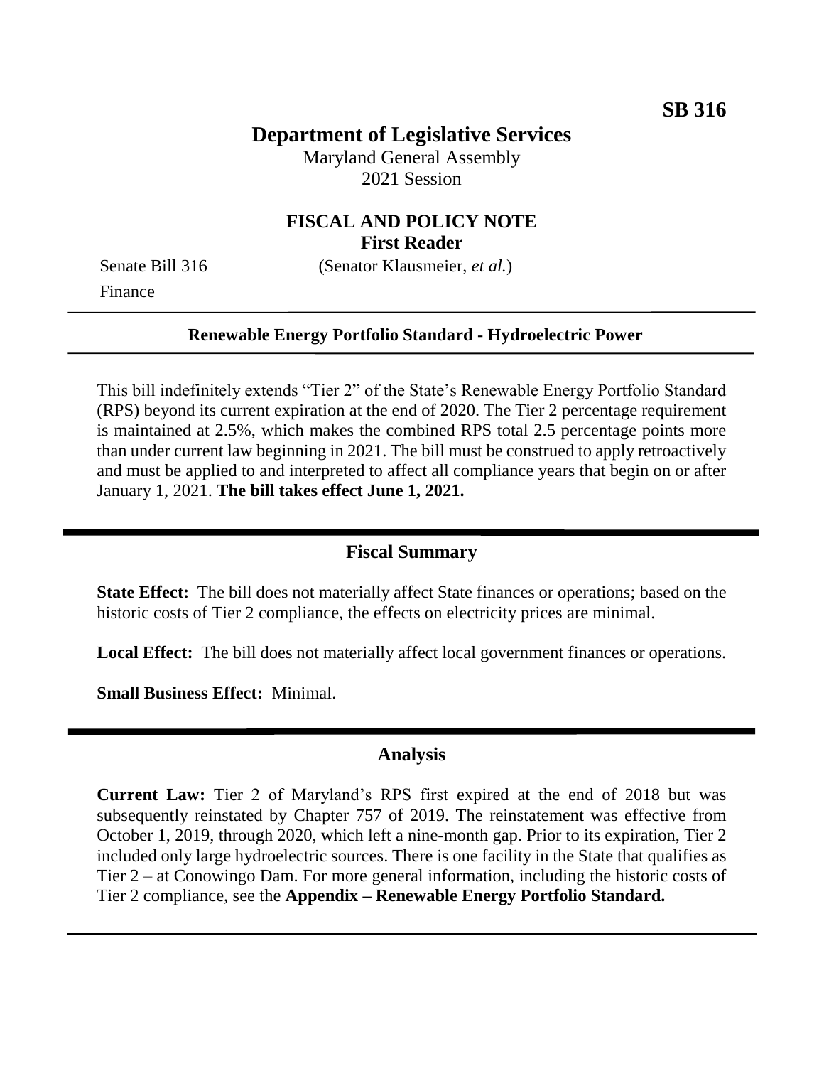**SB 316**

# Department of Legislative Services

Maryland General Assembly
2021 Session

## FISCAL AND POLICY NOTE
**First Reader**

Senate Bill 316 (Senator Klausmeier, *et al.*)
Finance

---

**Renewable Energy Portfolio Standard - Hydroelectric Power**

---

This bill indefinitely extends "Tier 2" of the State's Renewable Energy Portfolio Standard (RPS) beyond its current expiration at the end of 2020. The Tier 2 percentage requirement is maintained at 2.5%, which makes the combined RPS total 2.5 percentage points more than under current law beginning in 2021. The bill must be construed to apply retroactively and must be applied to and interpreted to affect all compliance years that begin on or after January 1, 2021. **The bill takes effect June 1, 2021.**

---

## Fiscal Summary

**State Effect:** The bill does not materially affect State finances or operations; based on the historic costs of Tier 2 compliance, the effects on electricity prices are minimal.

**Local Effect:** The bill does not materially affect local government finances or operations.

**Small Business Effect:** Minimal.

---

## Analysis

**Current Law:** Tier 2 of Maryland's RPS first expired at the end of 2018 but was subsequently reinstated by Chapter 757 of 2019. The reinstatement was effective from October 1, 2019, through 2020, which left a nine-month gap. Prior to its expiration, Tier 2 included only large hydroelectric sources. There is one facility in the State that qualifies as Tier 2 – at Conowingo Dam. For more general information, including the historic costs of Tier 2 compliance, see the **Appendix – Renewable Energy Portfolio Standard.**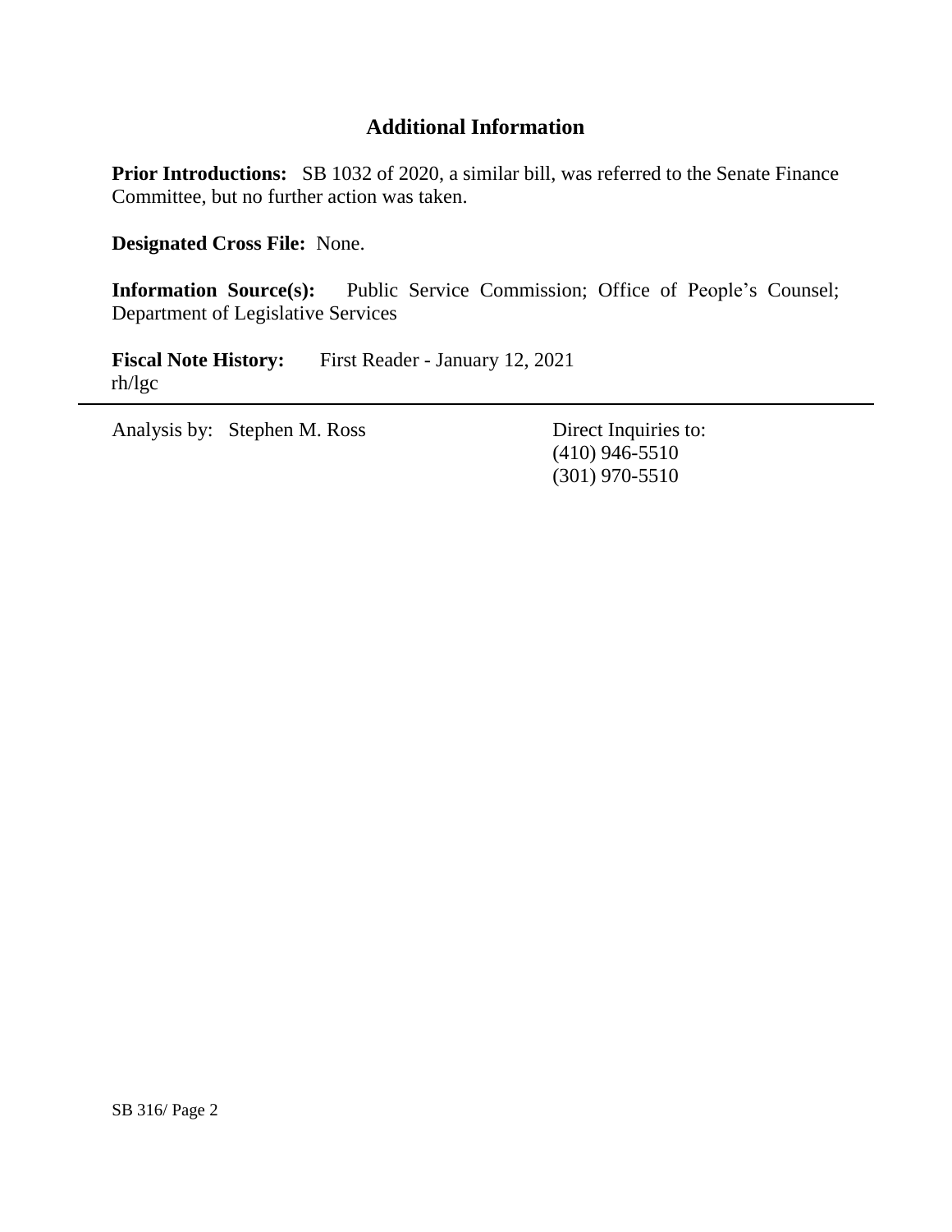## Additional Information

**Prior Introductions:** SB 1032 of 2020, a similar bill, was referred to the Senate Finance Committee, but no further action was taken.

**Designated Cross File:** None.

**Information Source(s):** Public Service Commission; Office of People's Counsel; Department of Legislative Services

**Fiscal Note History:** First Reader - January 12, 2021
rh/lgc

---

Analysis by: Stephen M. Ross

Direct Inquiries to:
(410) 946-5510
(301) 970-5510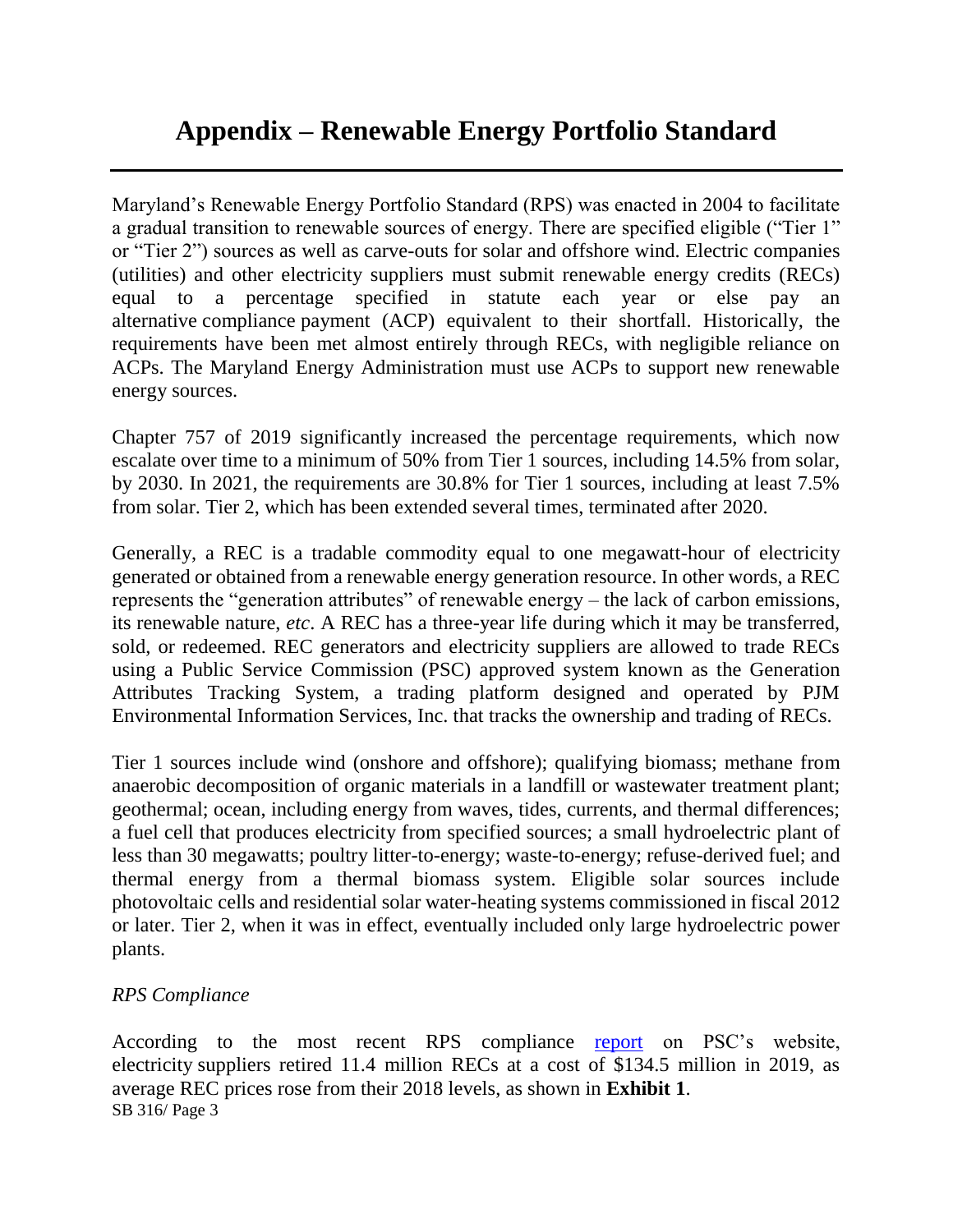# Appendix – Renewable Energy Portfolio Standard

Maryland's Renewable Energy Portfolio Standard (RPS) was enacted in 2004 to facilitate a gradual transition to renewable sources of energy. There are specified eligible ("Tier 1" or "Tier 2") sources as well as carve-outs for solar and offshore wind. Electric companies (utilities) and other electricity suppliers must submit renewable energy credits (RECs) equal to a percentage specified in statute each year or else pay an alternative compliance payment (ACP) equivalent to their shortfall. Historically, the requirements have been met almost entirely through RECs, with negligible reliance on ACPs. The Maryland Energy Administration must use ACPs to support new renewable energy sources.

Chapter 757 of 2019 significantly increased the percentage requirements, which now escalate over time to a minimum of 50% from Tier 1 sources, including 14.5% from solar, by 2030. In 2021, the requirements are 30.8% for Tier 1 sources, including at least 7.5% from solar. Tier 2, which has been extended several times, terminated after 2020.

Generally, a REC is a tradable commodity equal to one megawatt-hour of electricity generated or obtained from a renewable energy generation resource. In other words, a REC represents the "generation attributes" of renewable energy – the lack of carbon emissions, its renewable nature, *etc*. A REC has a three-year life during which it may be transferred, sold, or redeemed. REC generators and electricity suppliers are allowed to trade RECs using a Public Service Commission (PSC) approved system known as the Generation Attributes Tracking System, a trading platform designed and operated by PJM Environmental Information Services, Inc. that tracks the ownership and trading of RECs.

Tier 1 sources include wind (onshore and offshore); qualifying biomass; methane from anaerobic decomposition of organic materials in a landfill or wastewater treatment plant; geothermal; ocean, including energy from waves, tides, currents, and thermal differences; a fuel cell that produces electricity from specified sources; a small hydroelectric plant of less than 30 megawatts; poultry litter-to-energy; waste-to-energy; refuse-derived fuel; and thermal energy from a thermal biomass system. Eligible solar sources include photovoltaic cells and residential solar water-heating systems commissioned in fiscal 2012 or later. Tier 2, when it was in effect, eventually included only large hydroelectric power plants.

*RPS Compliance*

According to the most recent RPS compliance report on PSC's website, electricity suppliers retired 11.4 million RECs at a cost of $134.5 million in 2019, as average REC prices rose from their 2018 levels, as shown in **Exhibit 1**.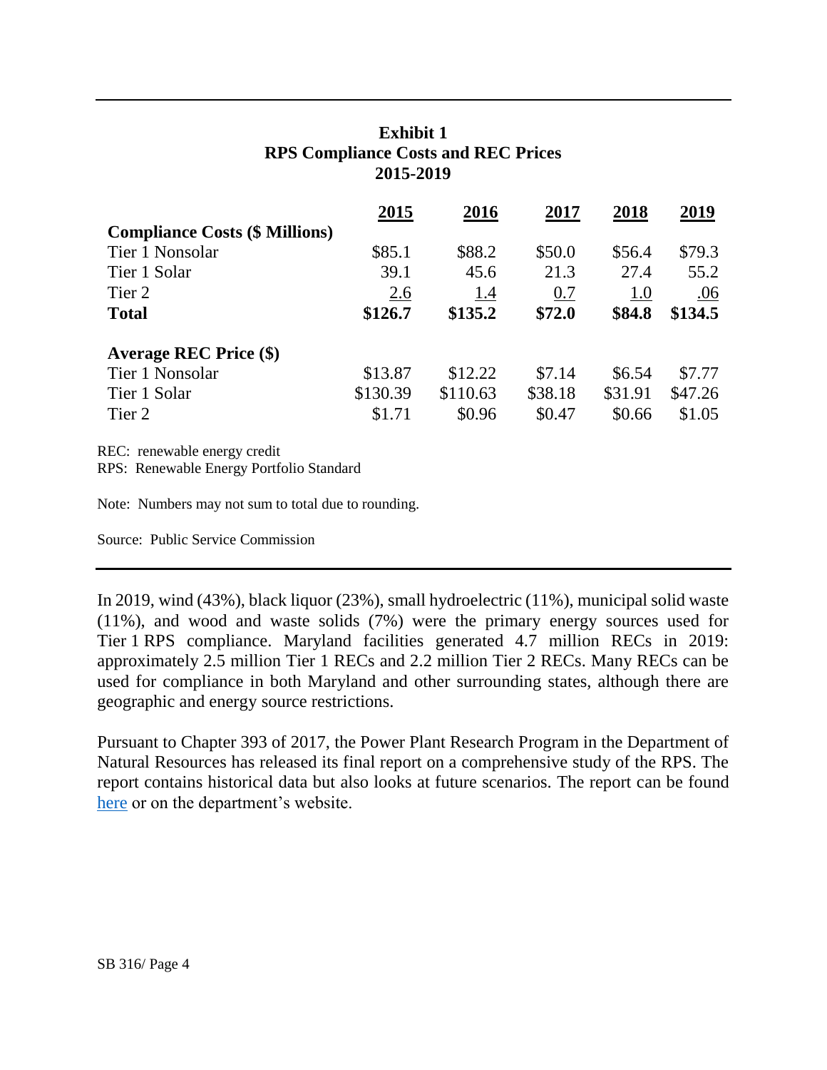**Exhibit 1**
**RPS Compliance Costs and REC Prices**
**2015-2019**

| | 2015 | 2016 | 2017 | 2018 | 2019 |
|---|---|---|---|---|---|
| **Compliance Costs ($ Millions)** | | | | | |
| Tier 1 Nonsolar | $85.1 | $88.2 | $50.0 | $56.4 | $79.3 |
| Tier 1 Solar | 39.1 | 45.6 | 21.3 | 27.4 | 55.2 |
| Tier 2 | 2.6 | 1.4 | 0.7 | 1.0 | .06 |
| **Total** | **$126.7** | **$135.2** | **$72.0** | **$84.8** | **$134.5** |
| **Average REC Price ($)** | | | | | |
| Tier 1 Nonsolar | $13.87 | $12.22 | $7.14 | $6.54 | $7.77 |
| Tier 1 Solar | $130.39 | $110.63 | $38.18 | $31.91 | $47.26 |
| Tier 2 | $1.71 | $0.96 | $0.47 | $0.66 | $1.05 |

REC: renewable energy credit
RPS: Renewable Energy Portfolio Standard

Note: Numbers may not sum to total due to rounding.

Source: Public Service Commission

In 2019, wind (43%), black liquor (23%), small hydroelectric (11%), municipal solid waste (11%), and wood and waste solids (7%) were the primary energy sources used for Tier 1 RPS compliance. Maryland facilities generated 4.7 million RECs in 2019: approximately 2.5 million Tier 1 RECs and 2.2 million Tier 2 RECs. Many RECs can be used for compliance in both Maryland and other surrounding states, although there are geographic and energy source restrictions.

Pursuant to Chapter 393 of 2017, the Power Plant Research Program in the Department of Natural Resources has released its final report on a comprehensive study of the RPS. The report contains historical data but also looks at future scenarios. The report can be found here or on the department's website.